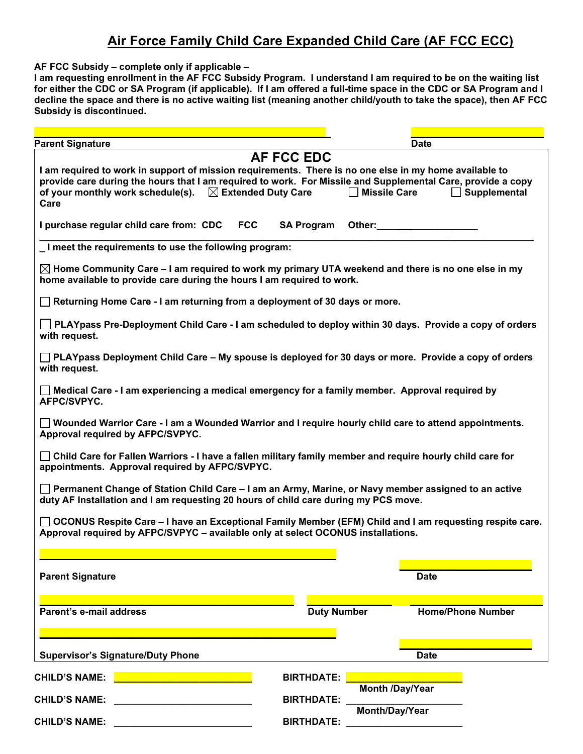# Air Force Family Child Care Expanded Child Care (AF FCC ECC)

**AF FCC Subsidy – complete only if applicable –**
**I am requesting enrollment in the AF FCC Subsidy Program. I understand I am required to be on the waiting list for either the CDC or SA Program (if applicable). If I am offered a full-time space in the CDC or SA Program and I decline the space and there is no active waiting list (meaning another child/youth to take the space), then AF FCC Subsidy is discontinued.**

______________________________ ______________
**Parent Signature** **Date**

## AF FCC EDC

**I am required to work in support of mission requirements. There is no one else in my home available to provide care during the hours that I am required to work. For Missile and Supplemental Care, provide a copy of your monthly work schedule(s).** ☒ **Extended Duty Care** ☐ **Missile Care** ☐ **Supplemental Care**

**I purchase regular child care from: CDC FCC SA Program Other:________________**

**_ I meet the requirements to use the following program:**

☒ **Home Community Care – I am required to work my primary UTA weekend and there is no one else in my home available to provide care during the hours I am required to work.**

☐ **Returning Home Care - I am returning from a deployment of 30 days or more.**

☐ **PLAYpass Pre-Deployment Child Care - I am scheduled to deploy within 30 days. Provide a copy of orders with request.**

☐ **PLAYpass Deployment Child Care – My spouse is deployed for 30 days or more. Provide a copy of orders with request.**

☐ **Medical Care - I am experiencing a medical emergency for a family member. Approval required by AFPC/SVPYC.**

☐ **Wounded Warrior Care - I am a Wounded Warrior and I require hourly child care to attend appointments. Approval required by AFPC/SVPYC.**

☐ **Child Care for Fallen Warriors - I have a fallen military family member and require hourly child care for appointments. Approval required by AFPC/SVPYC.**

☐ **Permanent Change of Station Child Care – I am an Army, Marine, or Navy member assigned to an active duty AF Installation and I am requesting 20 hours of child care during my PCS move.**

☐ **OCONUS Respite Care – I have an Exceptional Family Member (EFM) Child and I am requesting respite care. Approval required by AFPC/SVPYC – available only at select OCONUS installations.**

______________________________ ______________
**Parent Signature** **Date**

______________________________ ______________ ______________
**Parent's e-mail address** **Duty Number** **Home/Phone Number**

______________________________ ______________
**Supervisor's Signature/Duty Phone** **Date**

**CHILD'S NAME:** ______________________ **BIRTHDATE:** ____________________
**Month /Day/Year**

**CHILD'S NAME:** ______________________ **BIRTHDATE:** ____________________
**Month/Day/Year**

**CHILD'S NAME:** ______________________ **BIRTHDATE:** ____________________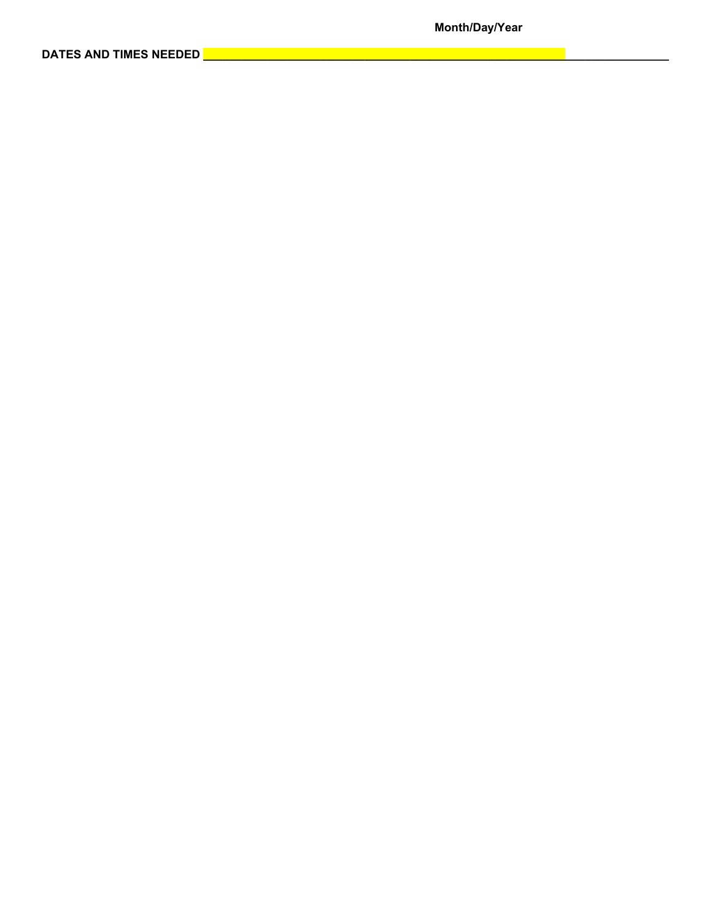Month/Day/Year

**DATES AND TIMES NEEDED** ____________________________________________________________________________